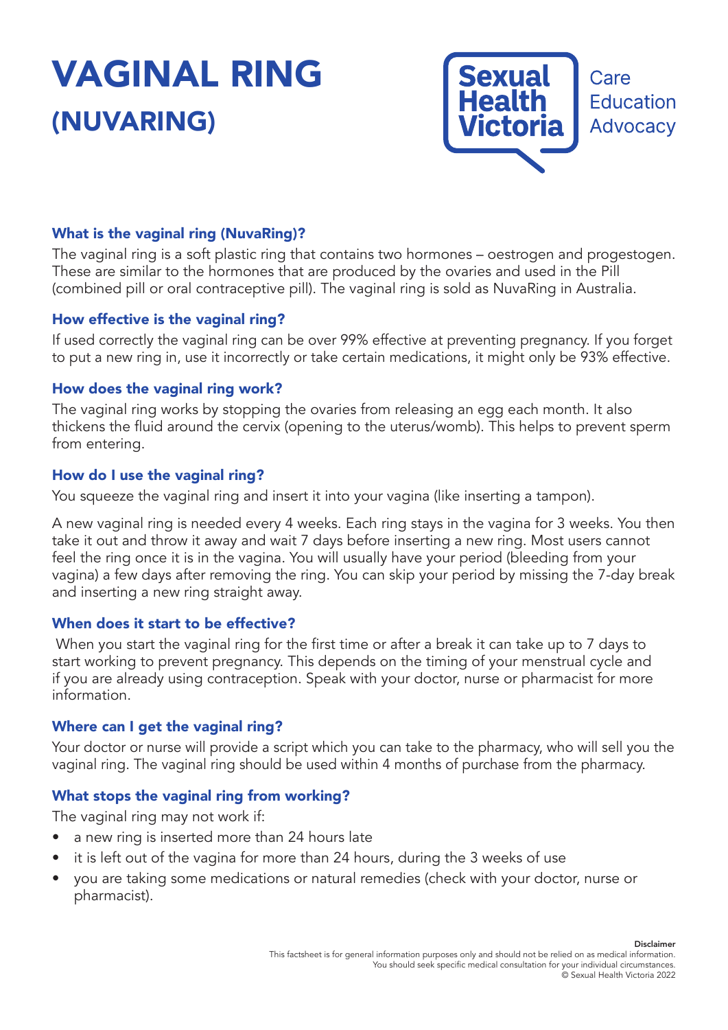# VAGINAL RING
## (NUVARING)

Sexual Health Victoria

Care
Education
Advocacy

### What is the vaginal ring (NuvaRing)?

The vaginal ring is a soft plastic ring that contains two hormones – oestrogen and progestogen. These are similar to the hormones that are produced by the ovaries and used in the Pill (combined pill or oral contraceptive pill). The vaginal ring is sold as NuvaRing in Australia.

### How effective is the vaginal ring?

If used correctly the vaginal ring can be over 99% effective at preventing pregnancy. If you forget to put a new ring in, use it incorrectly or take certain medications, it might only be 93% effective.

### How does the vaginal ring work?

The vaginal ring works by stopping the ovaries from releasing an egg each month. It also thickens the fluid around the cervix (opening to the uterus/womb). This helps to prevent sperm from entering.

### How do I use the vaginal ring?

You squeeze the vaginal ring and insert it into your vagina (like inserting a tampon).

A new vaginal ring is needed every 4 weeks. Each ring stays in the vagina for 3 weeks. You then take it out and throw it away and wait 7 days before inserting a new ring. Most users cannot feel the ring once it is in the vagina. You will usually have your period (bleeding from your vagina) a few days after removing the ring. You can skip your period by missing the 7-day break and inserting a new ring straight away.

### When does it start to be effective?

When you start the vaginal ring for the first time or after a break it can take up to 7 days to start working to prevent pregnancy. This depends on the timing of your menstrual cycle and if you are already using contraception. Speak with your doctor, nurse or pharmacist for more information.

### Where can I get the vaginal ring?

Your doctor or nurse will provide a script which you can take to the pharmacy, who will sell you the vaginal ring. The vaginal ring should be used within 4 months of purchase from the pharmacy.

### What stops the vaginal ring from working?

The vaginal ring may not work if:

- a new ring is inserted more than 24 hours late
- it is left out of the vagina for more than 24 hours, during the 3 weeks of use
- you are taking some medications or natural remedies (check with your doctor, nurse or pharmacist).

**Disclaimer**
This factsheet is for general information purposes only and should not be relied on as medical information.
You should seek specific medical consultation for your individual circumstances.
© Sexual Health Victoria 2022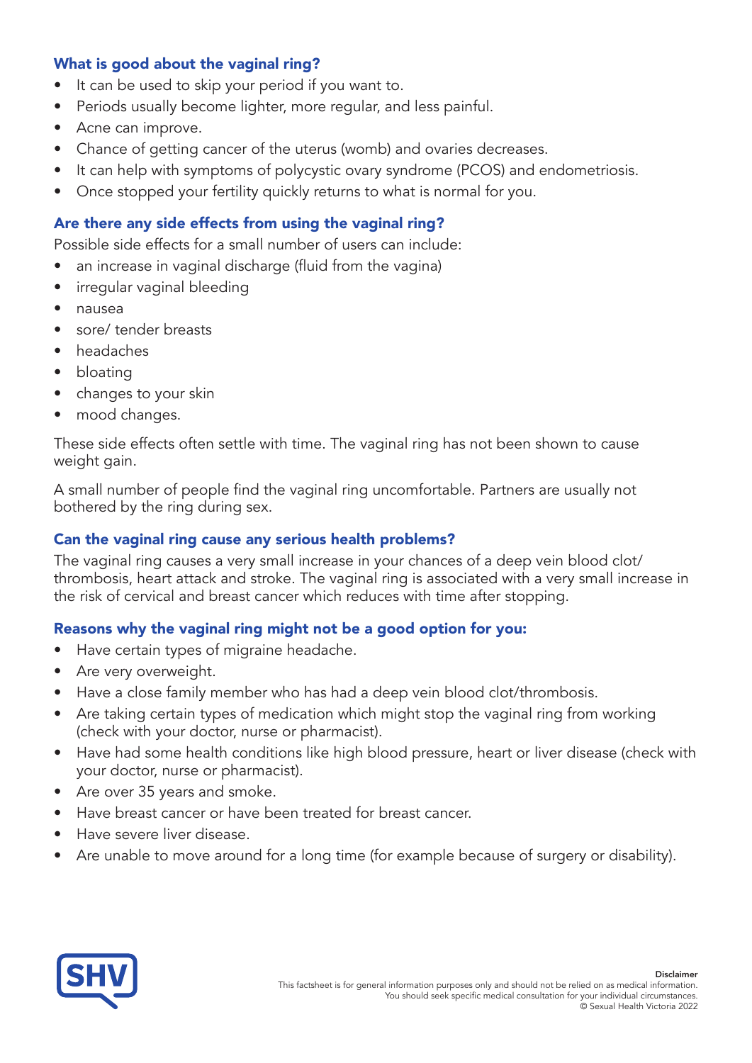## What is good about the vaginal ring?

- It can be used to skip your period if you want to.
- Periods usually become lighter, more regular, and less painful.
- Acne can improve.
- Chance of getting cancer of the uterus (womb) and ovaries decreases.
- It can help with symptoms of polycystic ovary syndrome (PCOS) and endometriosis.
- Once stopped your fertility quickly returns to what is normal for you.

## Are there any side effects from using the vaginal ring?

Possible side effects for a small number of users can include:

- an increase in vaginal discharge (fluid from the vagina)
- irregular vaginal bleeding
- nausea
- sore/ tender breasts
- headaches
- bloating
- changes to your skin
- mood changes.

These side effects often settle with time. The vaginal ring has not been shown to cause weight gain.

A small number of people find the vaginal ring uncomfortable. Partners are usually not bothered by the ring during sex.

## Can the vaginal ring cause any serious health problems?

The vaginal ring causes a very small increase in your chances of a deep vein blood clot/ thrombosis, heart attack and stroke. The vaginal ring is associated with a very small increase in the risk of cervical and breast cancer which reduces with time after stopping.

## Reasons why the vaginal ring might not be a good option for you:

- Have certain types of migraine headache.
- Are very overweight.
- Have a close family member who has had a deep vein blood clot/thrombosis.
- Are taking certain types of medication which might stop the vaginal ring from working (check with your doctor, nurse or pharmacist).
- Have had some health conditions like high blood pressure, heart or liver disease (check with your doctor, nurse or pharmacist).
- Are over 35 years and smoke.
- Have breast cancer or have been treated for breast cancer.
- Have severe liver disease.
- Are unable to move around for a long time (for example because of surgery or disability).

**Disclaimer**
This factsheet is for general information purposes only and should not be relied on as medical information. You should seek specific medical consultation for your individual circumstances.
© Sexual Health Victoria 2022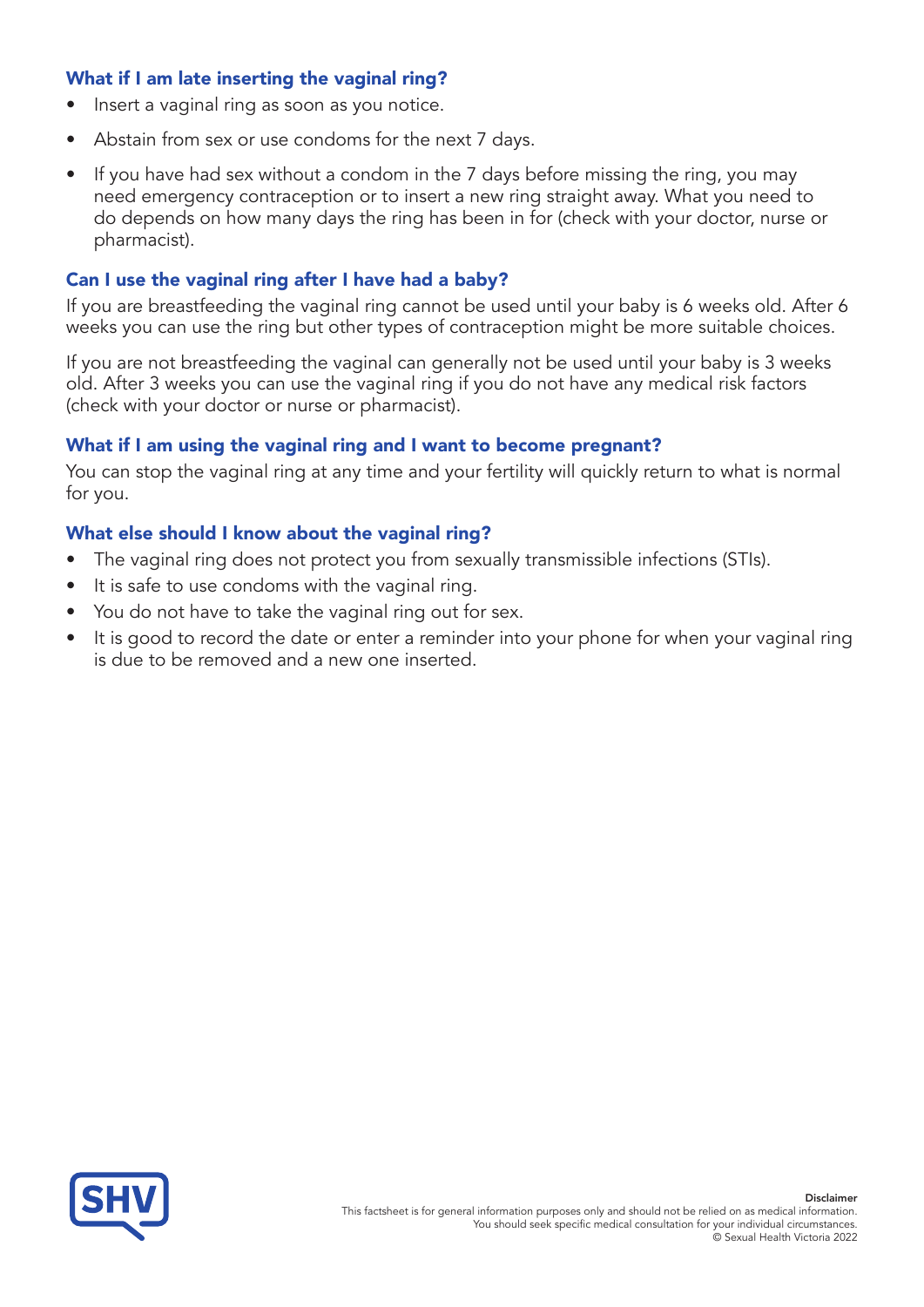### What if I am late inserting the vaginal ring?

- Insert a vaginal ring as soon as you notice.
- Abstain from sex or use condoms for the next 7 days.
- If you have had sex without a condom in the 7 days before missing the ring, you may need emergency contraception or to insert a new ring straight away. What you need to do depends on how many days the ring has been in for (check with your doctor, nurse or pharmacist).

### Can I use the vaginal ring after I have had a baby?

If you are breastfeeding the vaginal ring cannot be used until your baby is 6 weeks old. After 6 weeks you can use the ring but other types of contraception might be more suitable choices.

If you are not breastfeeding the vaginal can generally not be used until your baby is 3 weeks old. After 3 weeks you can use the vaginal ring if you do not have any medical risk factors (check with your doctor or nurse or pharmacist).

### What if I am using the vaginal ring and I want to become pregnant?

You can stop the vaginal ring at any time and your fertility will quickly return to what is normal for you.

### What else should I know about the vaginal ring?

- The vaginal ring does not protect you from sexually transmissible infections (STIs).
- It is safe to use condoms with the vaginal ring.
- You do not have to take the vaginal ring out for sex.
- It is good to record the date or enter a reminder into your phone for when your vaginal ring is due to be removed and a new one inserted.

SHV

**Disclaimer**
This factsheet is for general information purposes only and should not be relied on as medical information.
You should seek specific medical consultation for your individual circumstances.
© Sexual Health Victoria 2022